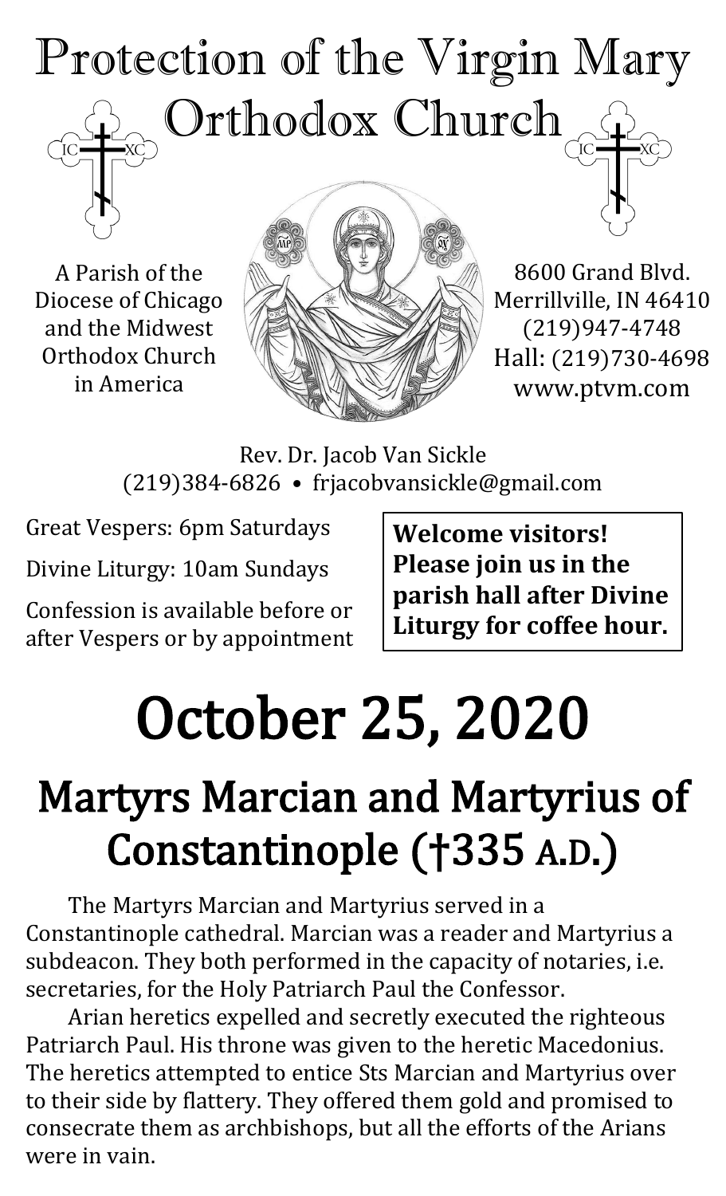# Protection of the Virgin Mary Orthodox Church

A Parish of the Diocese of Chicago and the Midwest Orthodox Church in America

8600 Grand Blvd.
Merrillville, IN 46410
(219)947-4748
Hall: (219)730-4698
www.ptvm.com

Rev. Dr. Jacob Van Sickle
(219)384-6826 • frjacobvansickle@gmail.com

Great Vespers: 6pm Saturdays

Divine Liturgy: 10am Sundays

Confession is available before or after Vespers or by appointment

**Welcome visitors! Please join us in the parish hall after Divine Liturgy for coffee hour.**

# October 25, 2020

## Martyrs Marcian and Martyrius of Constantinople (†335 A.D.)

The Martyrs Marcian and Martyrius served in a Constantinople cathedral. Marcian was a reader and Martyrius a subdeacon. They both performed in the capacity of notaries, i.e. secretaries, for the Holy Patriarch Paul the Confessor.

Arian heretics expelled and secretly executed the righteous Patriarch Paul. His throne was given to the heretic Macedonius. The heretics attempted to entice Sts Marcian and Martyrius over to their side by flattery. They offered them gold and promised to consecrate them as archbishops, but all the efforts of the Arians were in vain.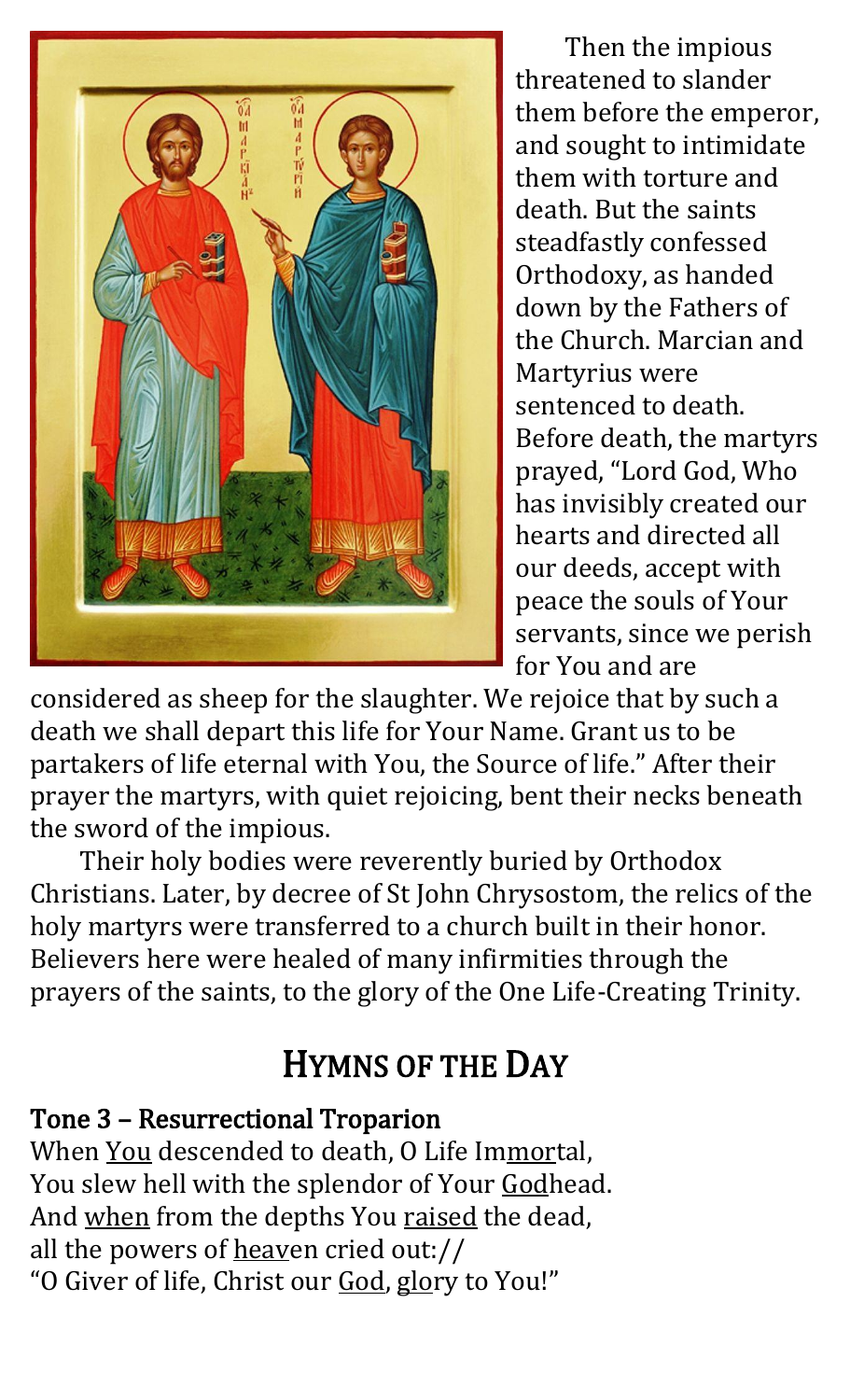Then the impious threatened to slander them before the emperor, and sought to intimidate them with torture and death. But the saints steadfastly confessed Orthodoxy, as handed down by the Fathers of the Church. Marcian and Martyrius were sentenced to death. Before death, the martyrs prayed, "Lord God, Who has invisibly created our hearts and directed all our deeds, accept with peace the souls of Your servants, since we perish for You and are considered as sheep for the slaughter. We rejoice that by such a death we shall depart this life for Your Name. Grant us to be partakers of life eternal with You, the Source of life." After their prayer the martyrs, with quiet rejoicing, bent their necks beneath the sword of the impious.

Their holy bodies were reverently buried by Orthodox Christians. Later, by decree of St John Chrysostom, the relics of the holy martyrs were transferred to a church built in their honor. Believers here were healed of many infirmities through the prayers of the saints, to the glory of the One Life-Creating Trinity.

## Hymns of the Day

**Tone 3 – Resurrectional Troparion**

When <u>You</u> descended to death, O Life Im<u>mor</u>tal,
You slew hell with the splendor of Your <u>God</u>head.
And <u>when</u> from the depths You <u>raised</u> the dead,
all the powers of <u>hea</u>ven cried out://
"O Giver of life, Christ our <u>God</u>, <u>glo</u>ry to You!"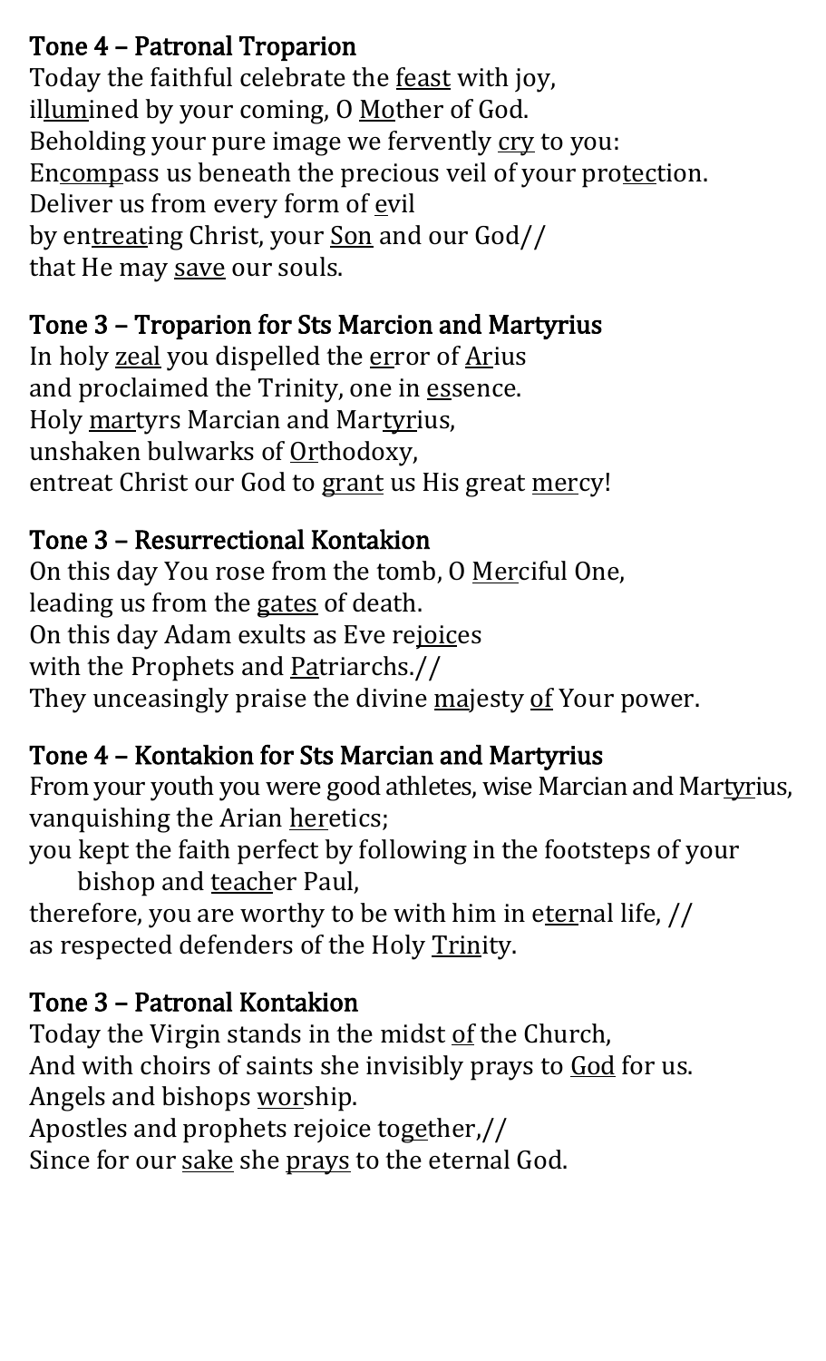## Tone 4 – Patronal Troparion

Today the faithful celebrate the feast with joy,
illumined by your coming, O Mother of God.
Beholding your pure image we fervently cry to you:
Encompass us beneath the precious veil of your protection.
Deliver us from every form of evil
by entreating Christ, your Son and our God//
that He may save our souls.

## Tone 3 – Troparion for Sts Marcion and Martyrius

In holy zeal you dispelled the error of Arius
and proclaimed the Trinity, one in essence.
Holy martyrs Marcian and Martyrius,
unshaken bulwarks of Orthodoxy,
entreat Christ our God to grant us His great mercy!

## Tone 3 – Resurrectional Kontakion

On this day You rose from the tomb, O Merciful One,
leading us from the gates of death.
On this day Adam exults as Eve rejoices
with the Prophets and Patriarchs.//
They unceasingly praise the divine majesty of Your power.

## Tone 4 – Kontakion for Sts Marcian and Martyrius

From your youth you were good athletes, wise Marcian and Martyrius,
vanquishing the Arian heretics;
you kept the faith perfect by following in the footsteps of your bishop and teacher Paul,
therefore, you are worthy to be with him in eternal life, //
as respected defenders of the Holy Trinity.

## Tone 3 – Patronal Kontakion

Today the Virgin stands in the midst of the Church,
And with choirs of saints she invisibly prays to God for us.
Angels and bishops worship.
Apostles and prophets rejoice together,//
Since for our sake she prays to the eternal God.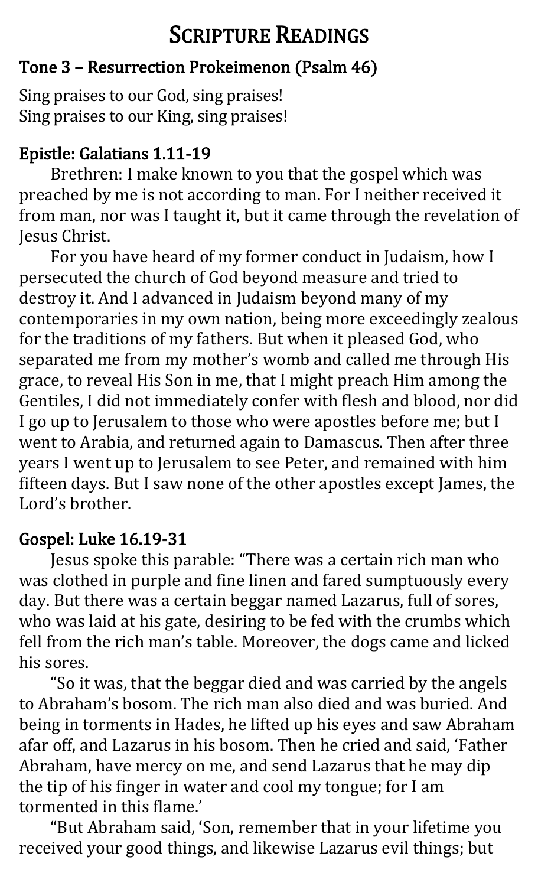# Scripture Readings

## Tone 3 – Resurrection Prokeimenon (Psalm 46)

Sing praises to our God, sing praises!
Sing praises to our King, sing praises!

## Epistle: Galatians 1.11-19

Brethren: I make known to you that the gospel which was preached by me is not according to man. For I neither received it from man, nor was I taught it, but it came through the revelation of Jesus Christ.

For you have heard of my former conduct in Judaism, how I persecuted the church of God beyond measure and tried to destroy it. And I advanced in Judaism beyond many of my contemporaries in my own nation, being more exceedingly zealous for the traditions of my fathers. But when it pleased God, who separated me from my mother's womb and called me through His grace, to reveal His Son in me, that I might preach Him among the Gentiles, I did not immediately confer with flesh and blood, nor did I go up to Jerusalem to those who were apostles before me; but I went to Arabia, and returned again to Damascus. Then after three years I went up to Jerusalem to see Peter, and remained with him fifteen days. But I saw none of the other apostles except James, the Lord's brother.

## Gospel: Luke 16.19-31

Jesus spoke this parable: "There was a certain rich man who was clothed in purple and fine linen and fared sumptuously every day. But there was a certain beggar named Lazarus, full of sores, who was laid at his gate, desiring to be fed with the crumbs which fell from the rich man's table. Moreover, the dogs came and licked his sores.

"So it was, that the beggar died and was carried by the angels to Abraham's bosom. The rich man also died and was buried. And being in torments in Hades, he lifted up his eyes and saw Abraham afar off, and Lazarus in his bosom. Then he cried and said, 'Father Abraham, have mercy on me, and send Lazarus that he may dip the tip of his finger in water and cool my tongue; for I am tormented in this flame.'

"But Abraham said, 'Son, remember that in your lifetime you received your good things, and likewise Lazarus evil things; but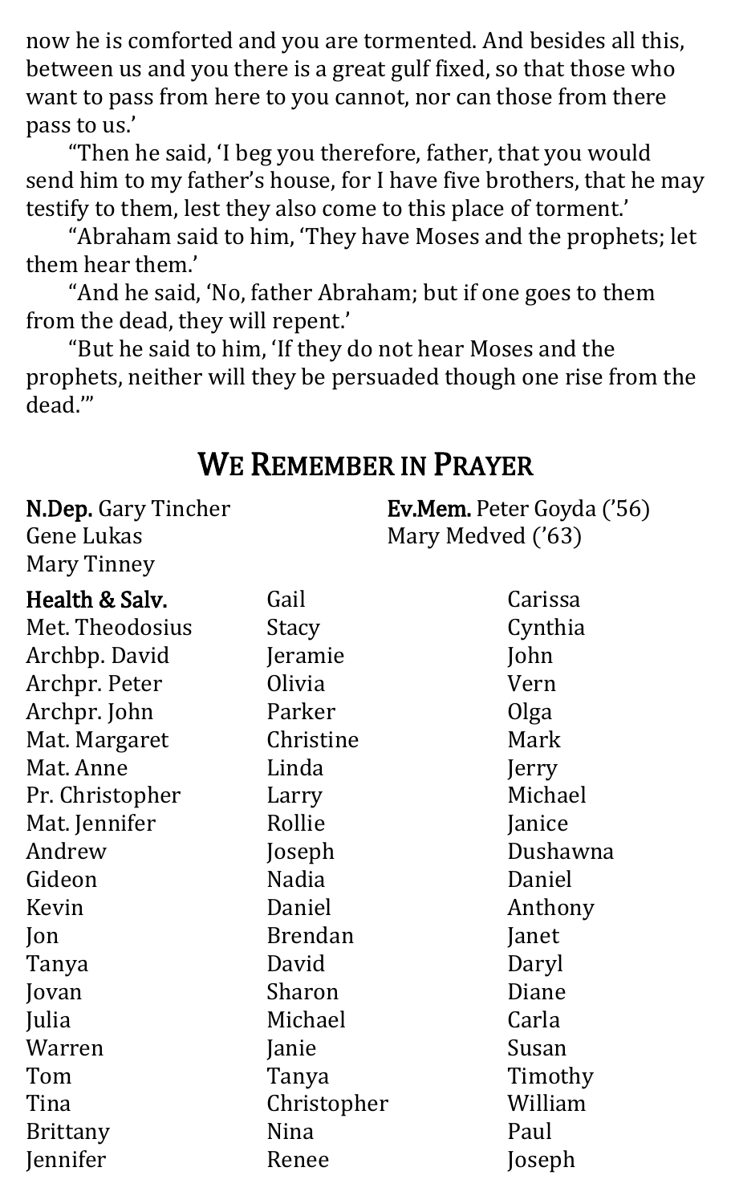now he is comforted and you are tormented. And besides all this, between us and you there is a great gulf fixed, so that those who want to pass from here to you cannot, nor can those from there pass to us.'

"Then he said, 'I beg you therefore, father, that you would send him to my father's house, for I have five brothers, that he may testify to them, lest they also come to this place of torment.'

"Abraham said to him, 'They have Moses and the prophets; let them hear them.'

"And he said, 'No, father Abraham; but if one goes to them from the dead, they will repent.'

"But he said to him, 'If they do not hear Moses and the prophets, neither will they be persuaded though one rise from the dead.'"

## WE REMEMBER IN PRAYER

**N.Dep.** Gary Tincher
Gene Lukas
Mary Tinney

**Ev.Mem.** Peter Goyda ('56)
Mary Medved ('63)

**Health & Salv.**
Met. Theodosius
Archbp. David
Archpr. Peter
Archpr. John
Mat. Margaret
Mat. Anne
Pr. Christopher
Mat. Jennifer
Andrew
Gideon
Kevin
Jon
Tanya
Jovan
Julia
Warren
Tom
Tina
Brittany
Jennifer
Gail
Stacy
Jeramie
Olivia
Parker
Christine
Linda
Larry
Rollie
Joseph
Nadia
Daniel
Brendan
David
Sharon
Michael
Janie
Tanya
Christopher
Nina
Renee
Carissa
Cynthia
John
Vern
Olga
Mark
Jerry
Michael
Janice
Dushawna
Daniel
Anthony
Janet
Daryl
Diane
Carla
Susan
Timothy
William
Paul
Joseph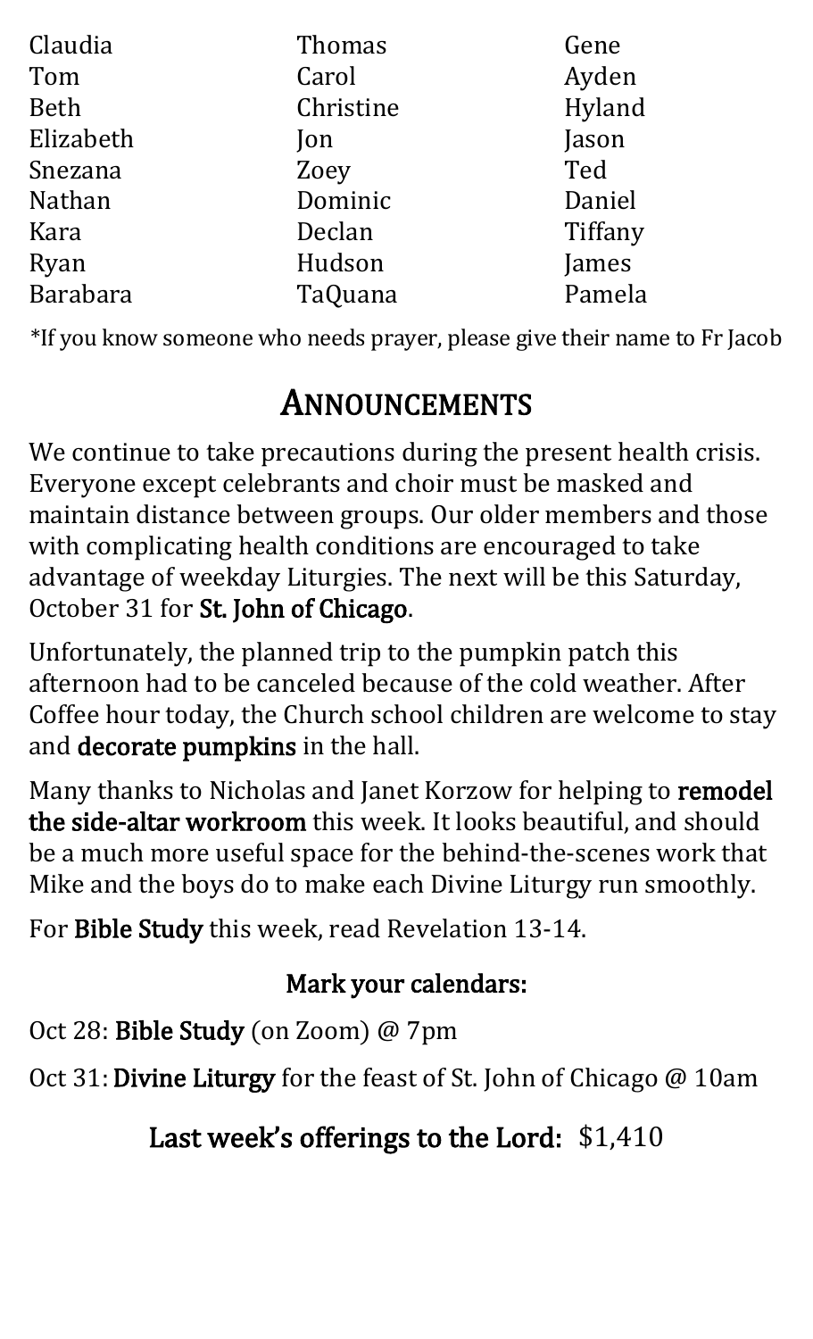| | | |
|---|---|---|
| Claudia | Thomas | Gene |
| Tom | Carol | Ayden |
| Beth | Christine | Hyland |
| Elizabeth | Jon | Jason |
| Snezana | Zoey | Ted |
| Nathan | Dominic | Daniel |
| Kara | Declan | Tiffany |
| Ryan | Hudson | James |
| Barabara | TaQuana | Pamela |

*If you know someone who needs prayer, please give their name to Fr Jacob

# ANNOUNCEMENTS

We continue to take precautions during the present health crisis. Everyone except celebrants and choir must be masked and maintain distance between groups. Our older members and those with complicating health conditions are encouraged to take advantage of weekday Liturgies. The next will be this Saturday, October 31 for **St. John of Chicago**.

Unfortunately, the planned trip to the pumpkin patch this afternoon had to be canceled because of the cold weather. After Coffee hour today, the Church school children are welcome to stay and **decorate pumpkins** in the hall.

Many thanks to Nicholas and Janet Korzow for helping to **remodel the side-altar workroom** this week. It looks beautiful, and should be a much more useful space for the behind-the-scenes work that Mike and the boys do to make each Divine Liturgy run smoothly.

For **Bible Study** this week, read Revelation 13-14.

## Mark your calendars:

Oct 28: **Bible Study** (on Zoom) @ 7pm

Oct 31: **Divine Liturgy** for the feast of St. John of Chicago @ 10am

## Last week's offerings to the Lord: $1,410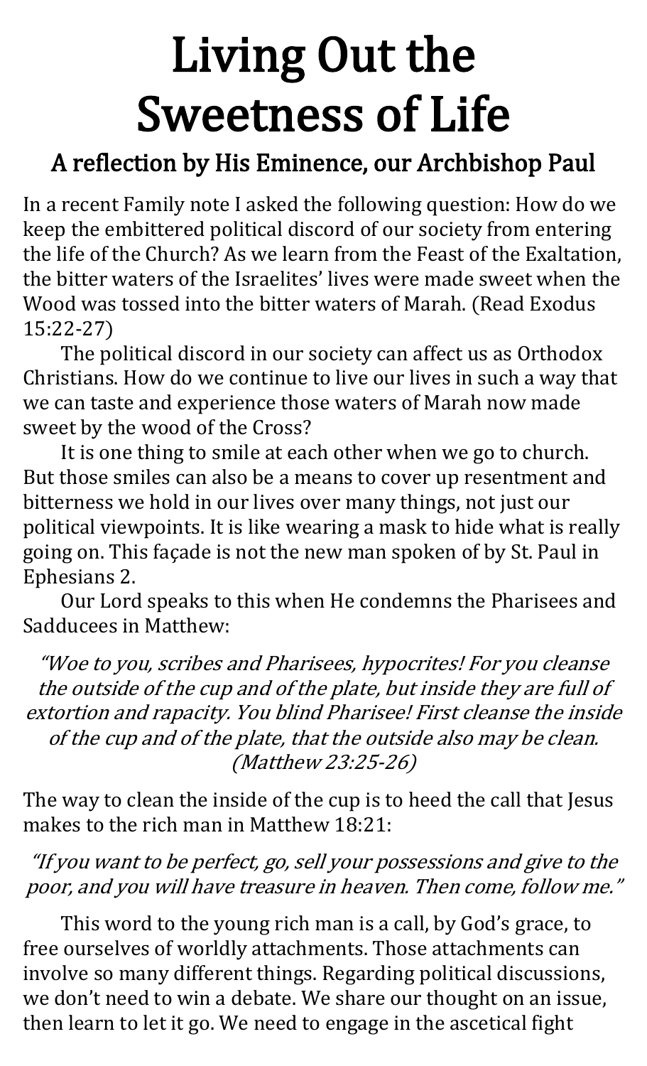# Living Out the Sweetness of Life

## A reflection by His Eminence, our Archbishop Paul

In a recent Family note I asked the following question: How do we keep the embittered political discord of our society from entering the life of the Church? As we learn from the Feast of the Exaltation, the bitter waters of the Israelites' lives were made sweet when the Wood was tossed into the bitter waters of Marah. (Read Exodus 15:22-27)

The political discord in our society can affect us as Orthodox Christians. How do we continue to live our lives in such a way that we can taste and experience those waters of Marah now made sweet by the wood of the Cross?

It is one thing to smile at each other when we go to church. But those smiles can also be a means to cover up resentment and bitterness we hold in our lives over many things, not just our political viewpoints. It is like wearing a mask to hide what is really going on. This façade is not the new man spoken of by St. Paul in Ephesians 2.

Our Lord speaks to this when He condemns the Pharisees and Sadducees in Matthew:

*"Woe to you, scribes and Pharisees, hypocrites! For you cleanse the outside of the cup and of the plate, but inside they are full of extortion and rapacity. You blind Pharisee! First cleanse the inside of the cup and of the plate, that the outside also may be clean. (Matthew 23:25-26)*

The way to clean the inside of the cup is to heed the call that Jesus makes to the rich man in Matthew 18:21:

*"If you want to be perfect, go, sell your possessions and give to the poor, and you will have treasure in heaven. Then come, follow me."*

This word to the young rich man is a call, by God's grace, to free ourselves of worldly attachments. Those attachments can involve so many different things. Regarding political discussions, we don't need to win a debate. We share our thought on an issue, then learn to let it go. We need to engage in the ascetical fight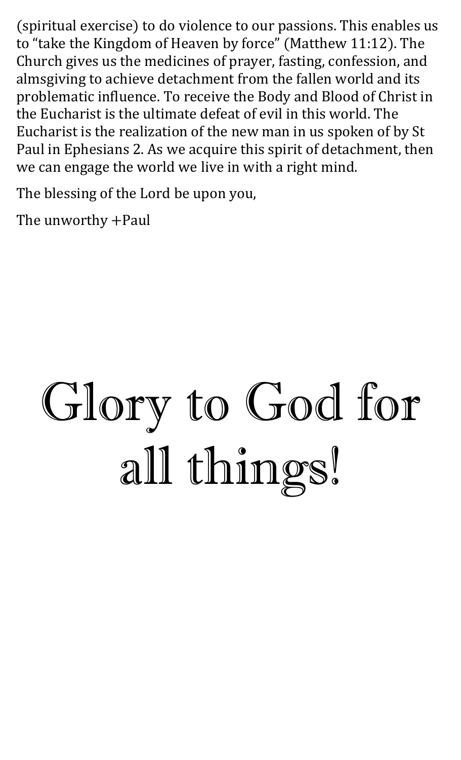(spiritual exercise) to do violence to our passions. This enables us to "take the Kingdom of Heaven by force" (Matthew 11:12). The Church gives us the medicines of prayer, fasting, confession, and almsgiving to achieve detachment from the fallen world and its problematic influence. To receive the Body and Blood of Christ in the Eucharist is the ultimate defeat of evil in this world. The Eucharist is the realization of the new man in us spoken of by St Paul in Ephesians 2. As we acquire this spirit of detachment, then we can engage the world we live in with a right mind.

The blessing of the Lord be upon you,

The unworthy +Paul

# Glory to God for all things!